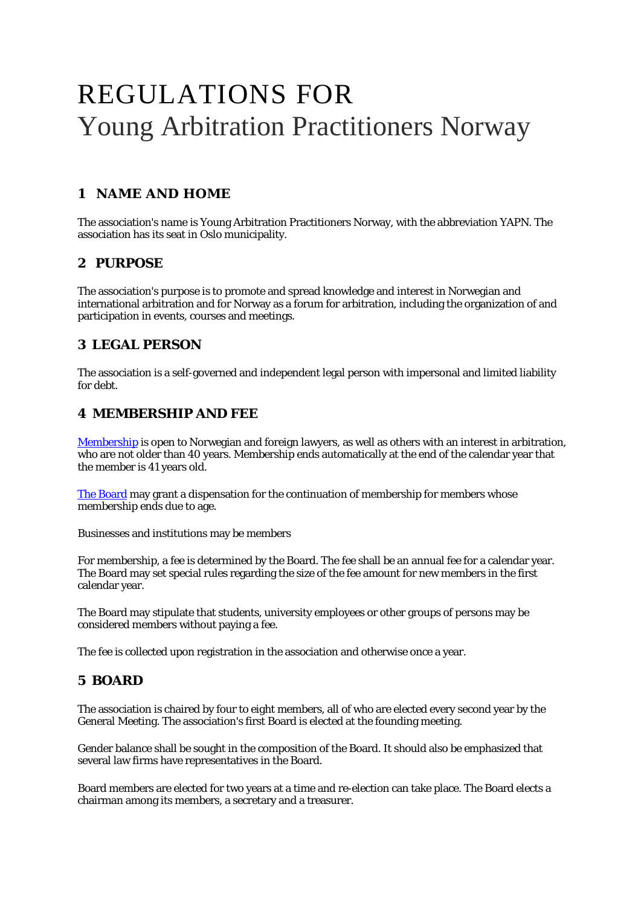# REGULATIONS FOR
# Young Arbitration Practitioners Norway

## 1 NAME AND HOME

The association's name is Young Arbitration Practitioners Norway, with the abbreviation YAPN. The association has its seat in Oslo municipality.

## 2 PURPOSE

The association's purpose is to promote and spread knowledge and interest in Norwegian and international arbitration and for Norway as a forum for arbitration, including the organization of and participation in events, courses and meetings.

## 3 LEGAL PERSON

The association is a self-governed and independent legal person with impersonal and limited liability for debt.

## 4 MEMBERSHIP AND FEE

Membership is open to Norwegian and foreign lawyers, as well as others with an interest in arbitration, who are not older than 40 years. Membership ends automatically at the end of the calendar year that the member is 41 years old.

The Board may grant a dispensation for the continuation of membership for members whose membership ends due to age.

Businesses and institutions may be members

For membership, a fee is determined by the Board. The fee shall be an annual fee for a calendar year. The Board may set special rules regarding the size of the fee amount for new members in the first calendar year.

The Board may stipulate that students, university employees or other groups of persons may be considered members without paying a fee.

The fee is collected upon registration in the association and otherwise once a year.

## 5 BOARD

The association is chaired by four to eight members, all of who are elected every second year by the General Meeting. The association's first Board is elected at the founding meeting.

Gender balance shall be sought in the composition of the Board. It should also be emphasized that several law firms have representatives in the Board.

Board members are elected for two years at a time and re-election can take place. The Board elects a chairman among its members, a secretary and a treasurer.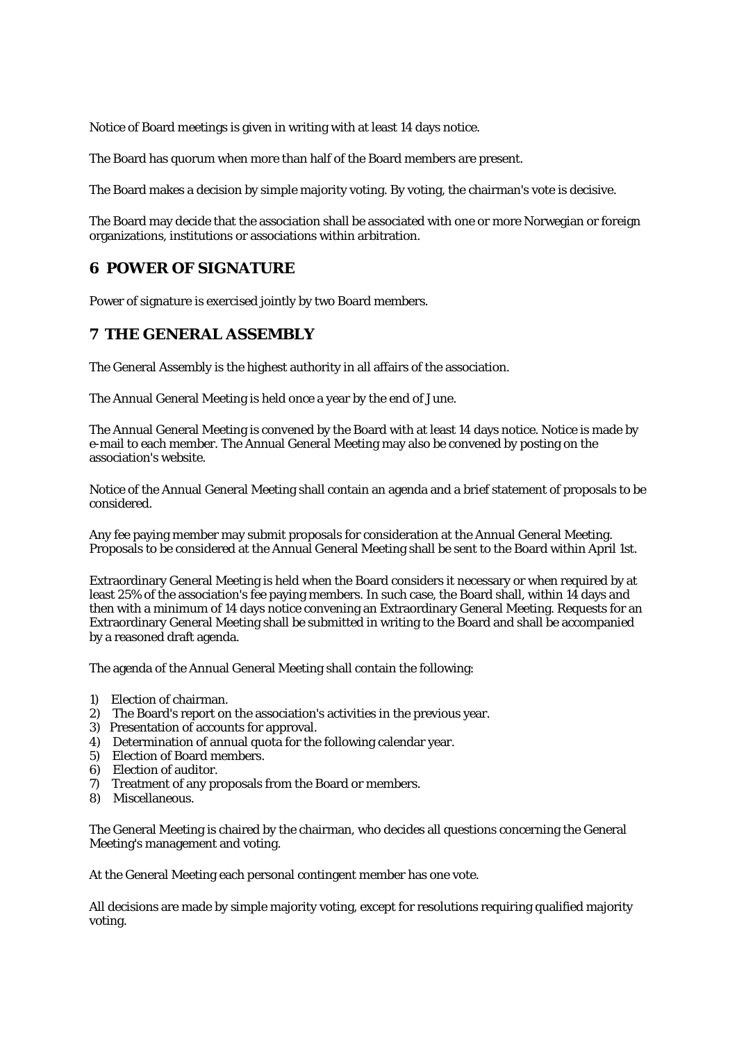Notice of Board meetings is given in writing with at least 14 days notice.

The Board has quorum when more than half of the Board members are present.

The Board makes a decision by simple majority voting. By voting, the chairman's vote is decisive.

The Board may decide that the association shall be associated with one or more Norwegian or foreign organizations, institutions or associations within arbitration.

## 6 POWER OF SIGNATURE

Power of signature is exercised jointly by two Board members.

## 7 THE GENERAL ASSEMBLY

The General Assembly is the highest authority in all affairs of the association.

The Annual General Meeting is held once a year by the end of June.

The Annual General Meeting is convened by the Board with at least 14 days notice. Notice is made by e-mail to each member. The Annual General Meeting may also be convened by posting on the association's website.

Notice of the Annual General Meeting shall contain an agenda and a brief statement of proposals to be considered.

Any fee paying member may submit proposals for consideration at the Annual General Meeting. Proposals to be considered at the Annual General Meeting shall be sent to the Board within April 1st.

Extraordinary General Meeting is held when the Board considers it necessary or when required by at least 25% of the association's fee paying members. In such case, the Board shall, within 14 days and then with a minimum of 14 days notice convening an Extraordinary General Meeting. Requests for an Extraordinary General Meeting shall be submitted in writing to the Board and shall be accompanied by a reasoned draft agenda.

The agenda of the Annual General Meeting shall contain the following:

1) Election of chairman.
2) The Board's report on the association's activities in the previous year.
3) Presentation of accounts for approval.
4) Determination of annual quota for the following calendar year.
5) Election of Board members.
6) Election of auditor.
7) Treatment of any proposals from the Board or members.
8) Miscellaneous.

The General Meeting is chaired by the chairman, who decides all questions concerning the General Meeting's management and voting.

At the General Meeting each personal contingent member has one vote.

All decisions are made by simple majority voting, except for resolutions requiring qualified majority voting.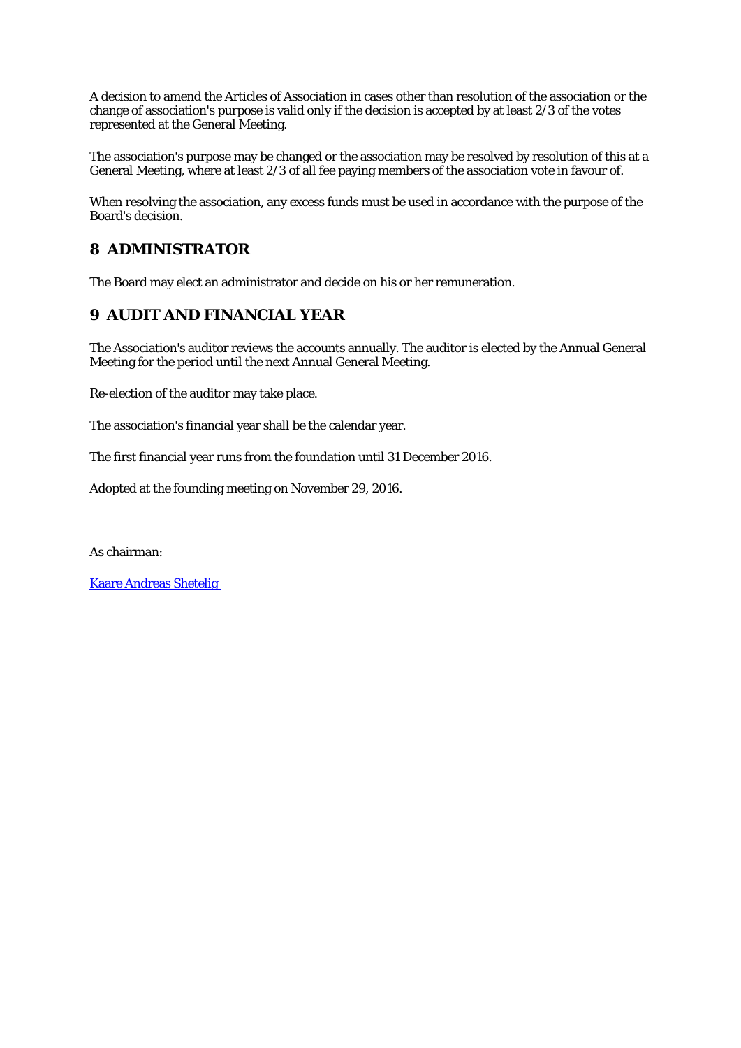A decision to amend the Articles of Association in cases other than resolution of the association or the change of association's purpose is valid only if the decision is accepted by at least 2/3 of the votes represented at the General Meeting.

The association's purpose may be changed or the association may be resolved by resolution of this at a General Meeting, where at least 2/3 of all fee paying members of the association vote in favour of.

When resolving the association, any excess funds must be used in accordance with the purpose of the Board's decision.

## 8 ADMINISTRATOR

The Board may elect an administrator and decide on his or her remuneration.

## 9 AUDIT AND FINANCIAL YEAR

The Association's auditor reviews the accounts annually. The auditor is elected by the Annual General Meeting for the period until the next Annual General Meeting.

Re-election of the auditor may take place.

The association's financial year shall be the calendar year.

The first financial year runs from the foundation until 31 December 2016.

Adopted at the founding meeting on November 29, 2016.

As chairman:

Kaare Andreas Shetelig